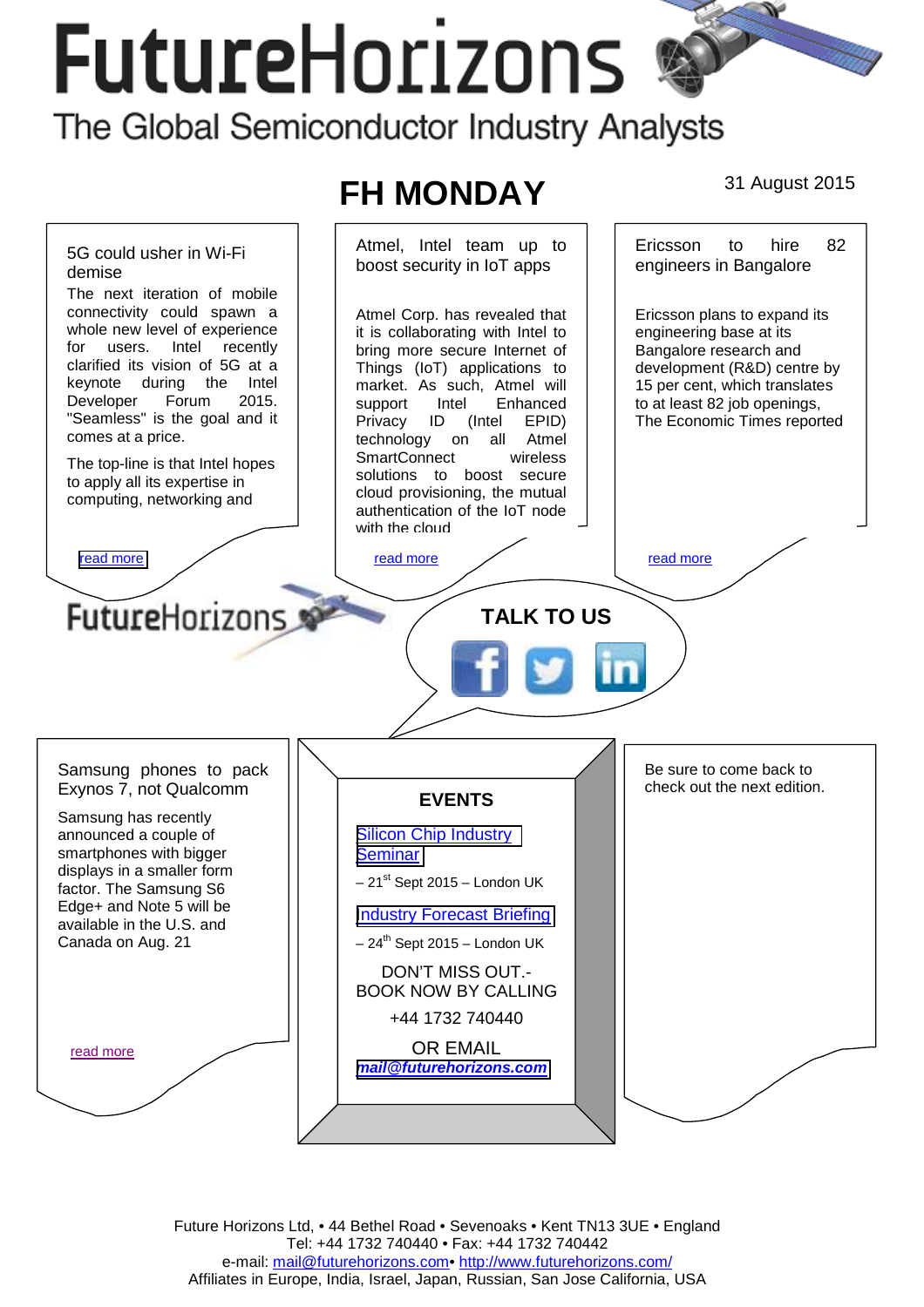# FutureHorizons

The Global Semiconductor Industry Analysts

## FH MONDAY

31 August 2015

### 5G could usher in Wi-Fi demise

The next iteration of mobile connectivity could spawn a whole new level of experience for users. Intel recently clarified its vision of 5G at a keynote during the Intel Developer Forum 2015. "Seamless" is the goal and it comes at a price.

The top-line is that Intel hopes to apply all its expertise in computing, networking and

read more

### Atmel, Intel team up to boost security in IoT apps

Atmel Corp. has revealed that it is collaborating with Intel to bring more secure Internet of Things (IoT) applications to market. As such, Atmel will support Intel Enhanced Privacy ID (Intel EPID) technology on all Atmel SmartConnect wireless solutions to boost secure cloud provisioning, the mutual authentication of the IoT node with the cloud

read more

### Ericsson to hire 82 engineers in Bangalore

Ericsson plans to expand its engineering base at its Bangalore research and development (R&D) centre by 15 per cent, which translates to at least 82 job openings, The Economic Times reported

read more

FutureHorizons

**TALK TO US**

### Samsung phones to pack Exynos 7, not Qualcomm

Samsung has recently announced a couple of smartphones with bigger displays in a smaller form factor. The Samsung S6 Edge+ and Note 5 will be available in the U.S. and Canada on Aug. 21

read more

### EVENTS

Silicon Chip Industry Seminar

– 21st Sept 2015 – London UK

Industry Forecast Briefing

– 24th Sept 2015 – London UK

DON'T MISS OUT.- BOOK NOW BY CALLING

+44 1732 740440

OR EMAIL

***mail@futurehorizons.com***

Be sure to come back to check out the next edition.

Future Horizons Ltd, • 44 Bethel Road • Sevenoaks • Kent TN13 3UE • England
Tel: +44 1732 740440 • Fax: +44 1732 740442
e-mail: mail@futurehorizons.com• http://www.futurehorizons.com/
Affiliates in Europe, India, Israel, Japan, Russian, San Jose California, USA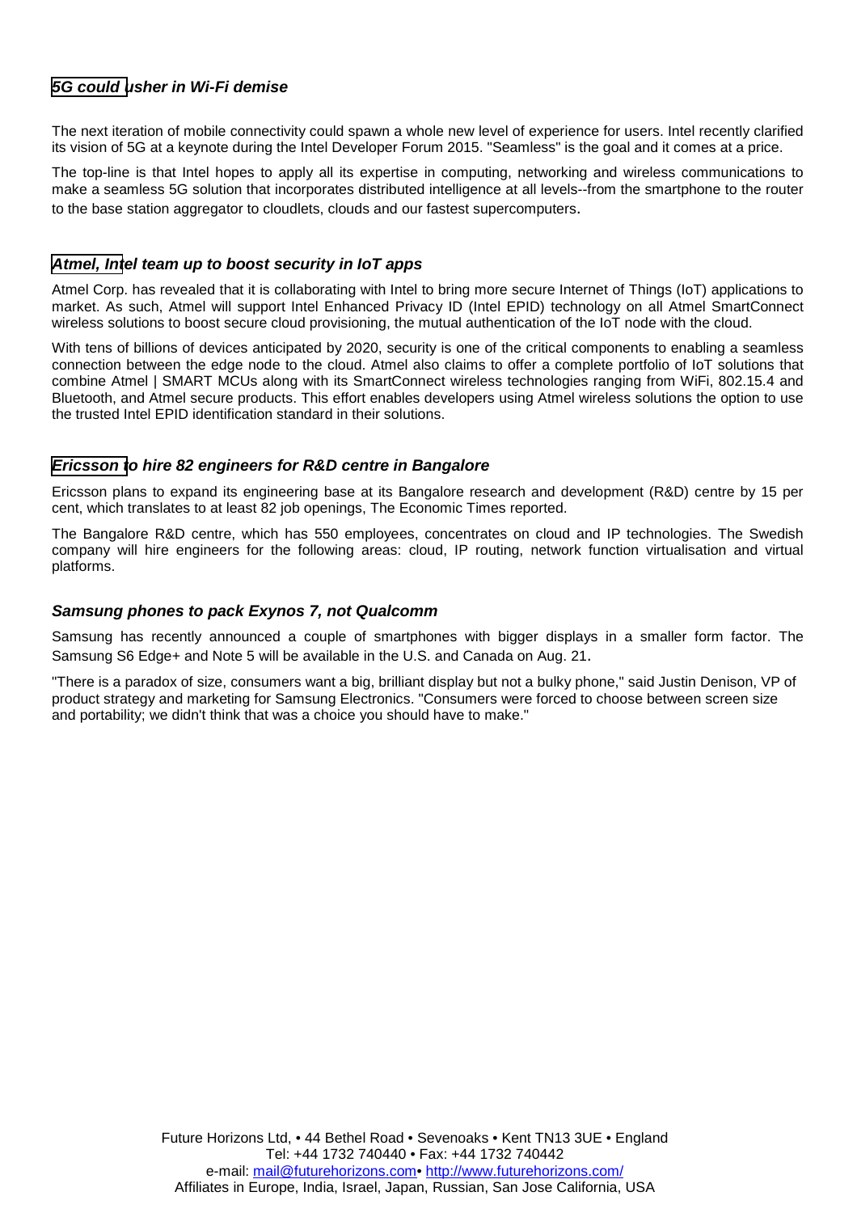### *5G could usher in Wi-Fi demise*

The next iteration of mobile connectivity could spawn a whole new level of experience for users. Intel recently clarified its vision of 5G at a keynote during the Intel Developer Forum 2015. "Seamless" is the goal and it comes at a price.

The top-line is that Intel hopes to apply all its expertise in computing, networking and wireless communications to make a seamless 5G solution that incorporates distributed intelligence at all levels--from the smartphone to the router to the base station aggregator to cloudlets, clouds and our fastest supercomputers.

### *Atmel, Intel team up to boost security in IoT apps*

Atmel Corp. has revealed that it is collaborating with Intel to bring more secure Internet of Things (IoT) applications to market. As such, Atmel will support Intel Enhanced Privacy ID (Intel EPID) technology on all Atmel SmartConnect wireless solutions to boost secure cloud provisioning, the mutual authentication of the IoT node with the cloud.

With tens of billions of devices anticipated by 2020, security is one of the critical components to enabling a seamless connection between the edge node to the cloud. Atmel also claims to offer a complete portfolio of IoT solutions that combine Atmel | SMART MCUs along with its SmartConnect wireless technologies ranging from WiFi, 802.15.4 and Bluetooth, and Atmel secure products. This effort enables developers using Atmel wireless solutions the option to use the trusted Intel EPID identification standard in their solutions.

### *Ericsson to hire 82 engineers for R&D centre in Bangalore*

Ericsson plans to expand its engineering base at its Bangalore research and development (R&D) centre by 15 per cent, which translates to at least 82 job openings, The Economic Times reported.

The Bangalore R&D centre, which has 550 employees, concentrates on cloud and IP technologies. The Swedish company will hire engineers for the following areas: cloud, IP routing, network function virtualisation and virtual platforms.

### *Samsung phones to pack Exynos 7, not Qualcomm*

Samsung has recently announced a couple of smartphones with bigger displays in a smaller form factor. The Samsung S6 Edge+ and Note 5 will be available in the U.S. and Canada on Aug. 21.

"There is a paradox of size, consumers want a big, brilliant display but not a bulky phone," said Justin Denison, VP of product strategy and marketing for Samsung Electronics. "Consumers were forced to choose between screen size and portability; we didn't think that was a choice you should have to make."

Future Horizons Ltd, • 44 Bethel Road • Sevenoaks • Kent TN13 3UE • England
Tel: +44 1732 740440 • Fax: +44 1732 740442
e-mail: mail@futurehorizons.com• http://www.futurehorizons.com/
Affiliates in Europe, India, Israel, Japan, Russian, San Jose California, USA